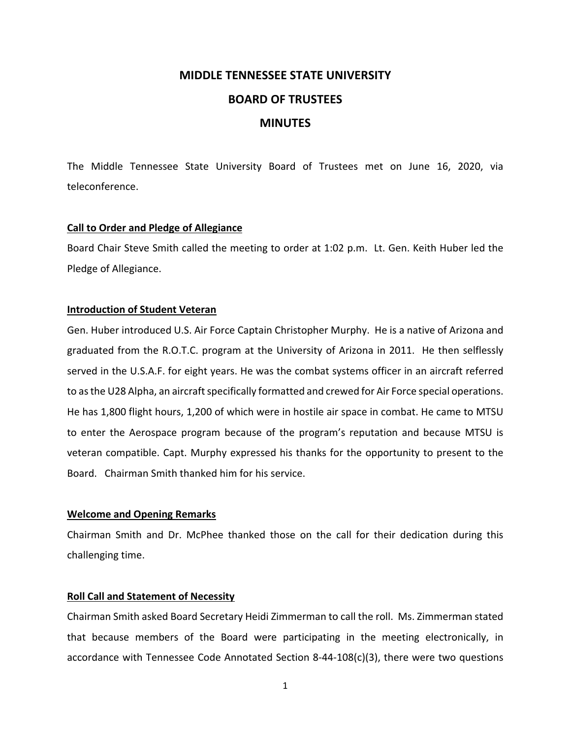# MIDDLE TENNESSEE STATE UNIVERSITY

# BOARD OF TRUSTEES

# MINUTES

The Middle Tennessee State University Board of Trustees met on June 16, 2020, via teleconference.

**Call to Order and Pledge of Allegiance**

Board Chair Steve Smith called the meeting to order at 1:02 p.m. Lt. Gen. Keith Huber led the Pledge of Allegiance.

**Introduction of Student Veteran**

Gen. Huber introduced U.S. Air Force Captain Christopher Murphy. He is a native of Arizona and graduated from the R.O.T.C. program at the University of Arizona in 2011. He then selflessly served in the U.S.A.F. for eight years. He was the combat systems officer in an aircraft referred to as the U28 Alpha, an aircraft specifically formatted and crewed for Air Force special operations. He has 1,800 flight hours, 1,200 of which were in hostile air space in combat. He came to MTSU to enter the Aerospace program because of the program's reputation and because MTSU is veteran compatible. Capt. Murphy expressed his thanks for the opportunity to present to the Board. Chairman Smith thanked him for his service.

**Welcome and Opening Remarks**

Chairman Smith and Dr. McPhee thanked those on the call for their dedication during this challenging time.

**Roll Call and Statement of Necessity**

Chairman Smith asked Board Secretary Heidi Zimmerman to call the roll. Ms. Zimmerman stated that because members of the Board were participating in the meeting electronically, in accordance with Tennessee Code Annotated Section 8-44-108(c)(3), there were two questions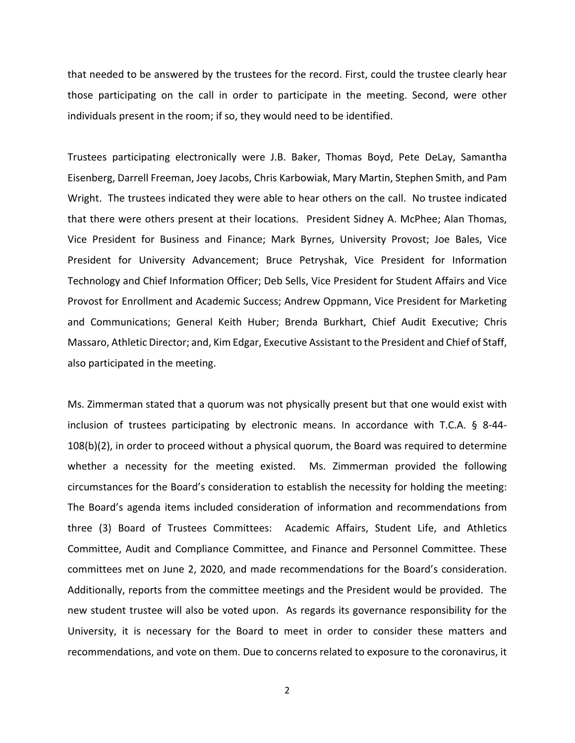that needed to be answered by the trustees for the record. First, could the trustee clearly hear those participating on the call in order to participate in the meeting. Second, were other individuals present in the room; if so, they would need to be identified.

Trustees participating electronically were J.B. Baker, Thomas Boyd, Pete DeLay, Samantha Eisenberg, Darrell Freeman, Joey Jacobs, Chris Karbowiak, Mary Martin, Stephen Smith, and Pam Wright. The trustees indicated they were able to hear others on the call. No trustee indicated that there were others present at their locations. President Sidney A. McPhee; Alan Thomas, Vice President for Business and Finance; Mark Byrnes, University Provost; Joe Bales, Vice President for University Advancement; Bruce Petryshak, Vice President for Information Technology and Chief Information Officer; Deb Sells, Vice President for Student Affairs and Vice Provost for Enrollment and Academic Success; Andrew Oppmann, Vice President for Marketing and Communications; General Keith Huber; Brenda Burkhart, Chief Audit Executive; Chris Massaro, Athletic Director; and, Kim Edgar, Executive Assistant to the President and Chief of Staff, also participated in the meeting.

Ms. Zimmerman stated that a quorum was not physically present but that one would exist with inclusion of trustees participating by electronic means. In accordance with T.C.A. § 8-44-108(b)(2), in order to proceed without a physical quorum, the Board was required to determine whether a necessity for the meeting existed. Ms. Zimmerman provided the following circumstances for the Board's consideration to establish the necessity for holding the meeting: The Board's agenda items included consideration of information and recommendations from three (3) Board of Trustees Committees: Academic Affairs, Student Life, and Athletics Committee, Audit and Compliance Committee, and Finance and Personnel Committee. These committees met on June 2, 2020, and made recommendations for the Board's consideration. Additionally, reports from the committee meetings and the President would be provided. The new student trustee will also be voted upon. As regards its governance responsibility for the University, it is necessary for the Board to meet in order to consider these matters and recommendations, and vote on them. Due to concerns related to exposure to the coronavirus, it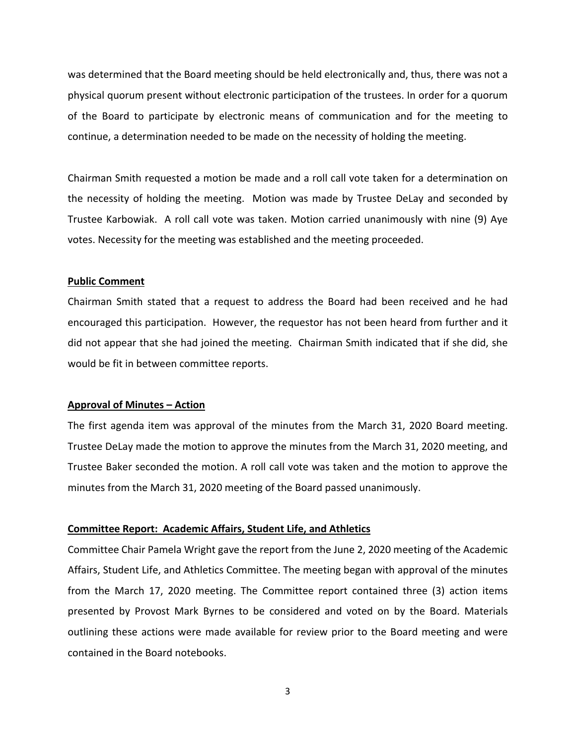was determined that the Board meeting should be held electronically and, thus, there was not a physical quorum present without electronic participation of the trustees. In order for a quorum of the Board to participate by electronic means of communication and for the meeting to continue, a determination needed to be made on the necessity of holding the meeting.

Chairman Smith requested a motion be made and a roll call vote taken for a determination on the necessity of holding the meeting. Motion was made by Trustee DeLay and seconded by Trustee Karbowiak. A roll call vote was taken. Motion carried unanimously with nine (9) Aye votes. Necessity for the meeting was established and the meeting proceeded.

**Public Comment**

Chairman Smith stated that a request to address the Board had been received and he had encouraged this participation. However, the requestor has not been heard from further and it did not appear that she had joined the meeting. Chairman Smith indicated that if she did, she would be fit in between committee reports.

**Approval of Minutes – Action**

The first agenda item was approval of the minutes from the March 31, 2020 Board meeting. Trustee DeLay made the motion to approve the minutes from the March 31, 2020 meeting, and Trustee Baker seconded the motion. A roll call vote was taken and the motion to approve the minutes from the March 31, 2020 meeting of the Board passed unanimously.

**Committee Report: Academic Affairs, Student Life, and Athletics**

Committee Chair Pamela Wright gave the report from the June 2, 2020 meeting of the Academic Affairs, Student Life, and Athletics Committee. The meeting began with approval of the minutes from the March 17, 2020 meeting. The Committee report contained three (3) action items presented by Provost Mark Byrnes to be considered and voted on by the Board. Materials outlining these actions were made available for review prior to the Board meeting and were contained in the Board notebooks.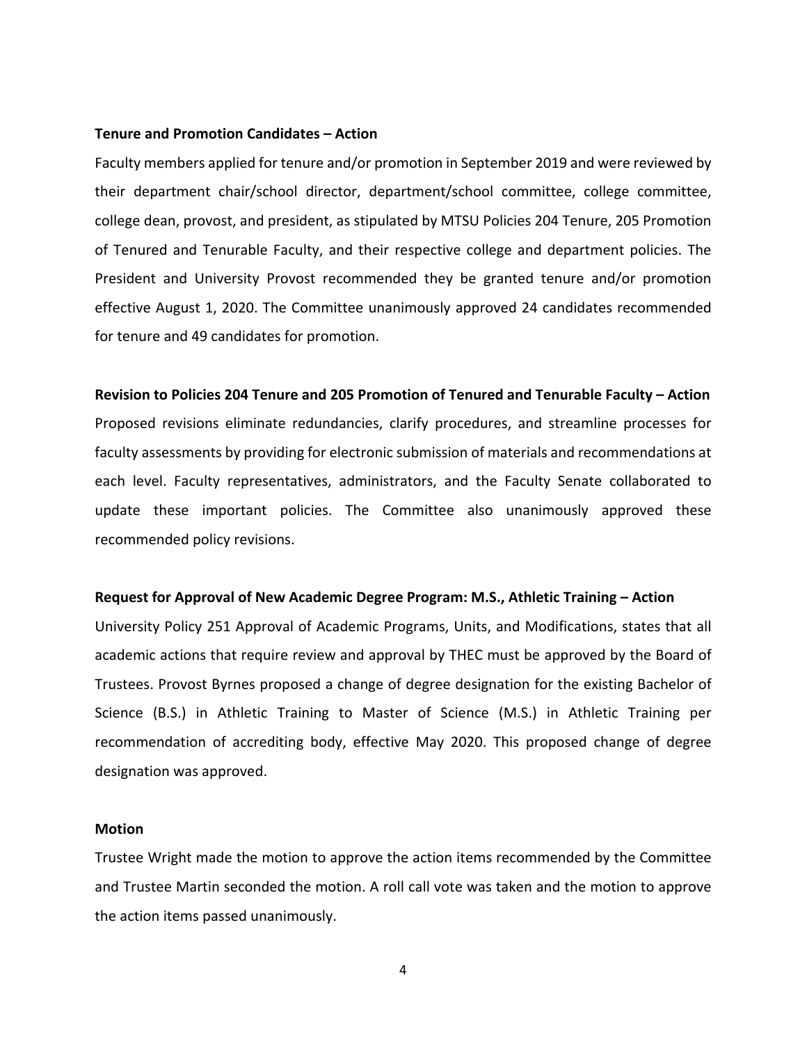**Tenure and Promotion Candidates – Action**

Faculty members applied for tenure and/or promotion in September 2019 and were reviewed by their department chair/school director, department/school committee, college committee, college dean, provost, and president, as stipulated by MTSU Policies 204 Tenure, 205 Promotion of Tenured and Tenurable Faculty, and their respective college and department policies. The President and University Provost recommended they be granted tenure and/or promotion effective August 1, 2020. The Committee unanimously approved 24 candidates recommended for tenure and 49 candidates for promotion.

**Revision to Policies 204 Tenure and 205 Promotion of Tenured and Tenurable Faculty – Action**

Proposed revisions eliminate redundancies, clarify procedures, and streamline processes for faculty assessments by providing for electronic submission of materials and recommendations at each level. Faculty representatives, administrators, and the Faculty Senate collaborated to update these important policies. The Committee also unanimously approved these recommended policy revisions.

**Request for Approval of New Academic Degree Program: M.S., Athletic Training – Action**

University Policy 251 Approval of Academic Programs, Units, and Modifications, states that all academic actions that require review and approval by THEC must be approved by the Board of Trustees. Provost Byrnes proposed a change of degree designation for the existing Bachelor of Science (B.S.) in Athletic Training to Master of Science (M.S.) in Athletic Training per recommendation of accrediting body, effective May 2020. This proposed change of degree designation was approved.

**Motion**

Trustee Wright made the motion to approve the action items recommended by the Committee and Trustee Martin seconded the motion. A roll call vote was taken and the motion to approve the action items passed unanimously.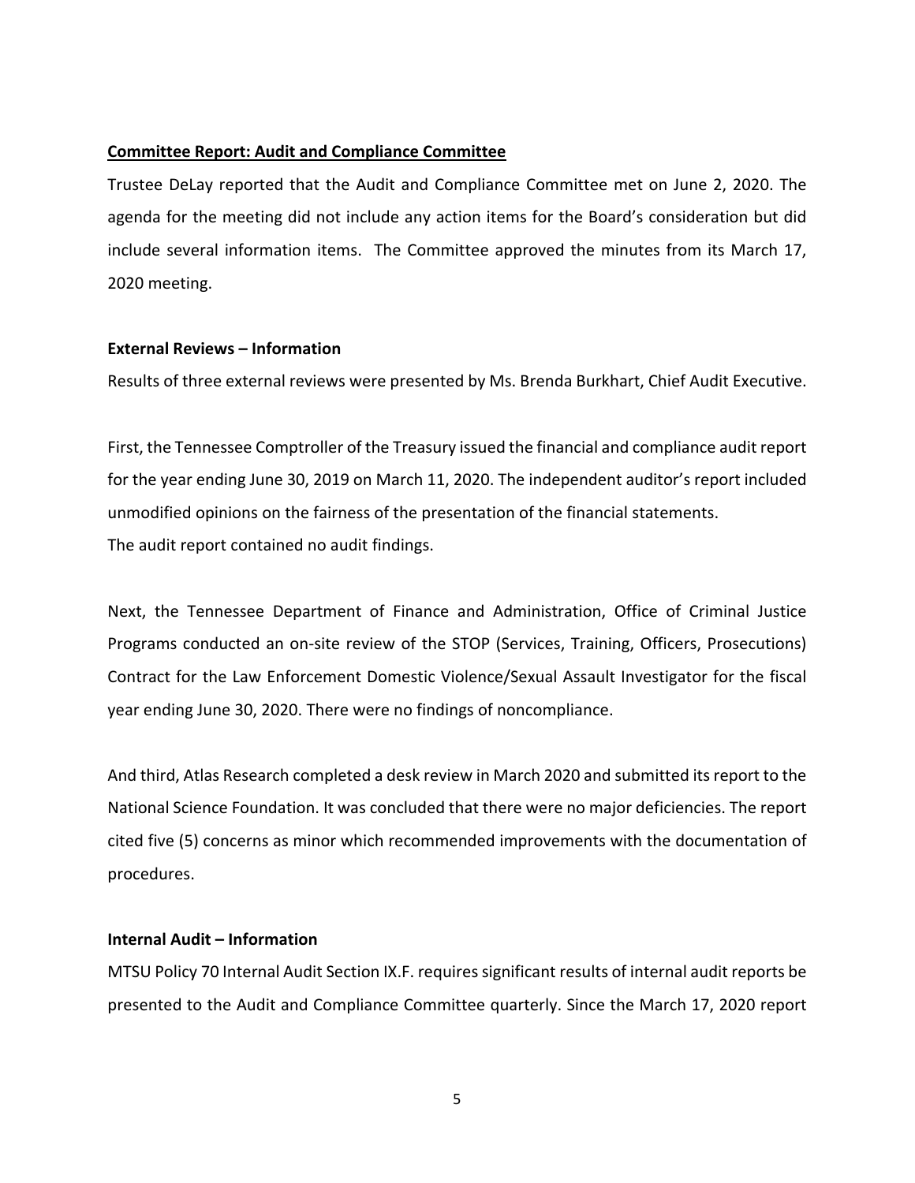**<u>Committee Report: Audit and Compliance Committee</u>**

Trustee DeLay reported that the Audit and Compliance Committee met on June 2, 2020. The agenda for the meeting did not include any action items for the Board's consideration but did include several information items. The Committee approved the minutes from its March 17, 2020 meeting.

**External Reviews – Information**

Results of three external reviews were presented by Ms. Brenda Burkhart, Chief Audit Executive.

First, the Tennessee Comptroller of the Treasury issued the financial and compliance audit report for the year ending June 30, 2019 on March 11, 2020. The independent auditor's report included unmodified opinions on the fairness of the presentation of the financial statements. The audit report contained no audit findings.

Next, the Tennessee Department of Finance and Administration, Office of Criminal Justice Programs conducted an on-site review of the STOP (Services, Training, Officers, Prosecutions) Contract for the Law Enforcement Domestic Violence/Sexual Assault Investigator for the fiscal year ending June 30, 2020. There were no findings of noncompliance.

And third, Atlas Research completed a desk review in March 2020 and submitted its report to the National Science Foundation. It was concluded that there were no major deficiencies. The report cited five (5) concerns as minor which recommended improvements with the documentation of procedures.

**Internal Audit – Information**

MTSU Policy 70 Internal Audit Section IX.F. requires significant results of internal audit reports be presented to the Audit and Compliance Committee quarterly. Since the March 17, 2020 report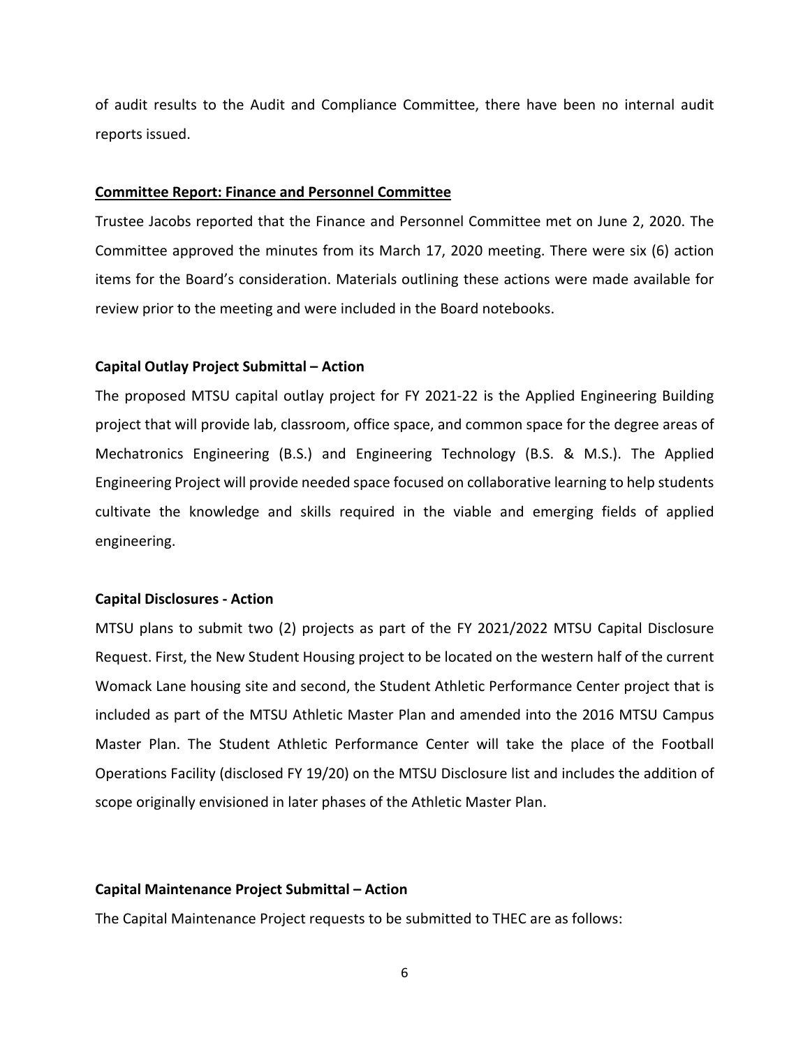of audit results to the Audit and Compliance Committee, there have been no internal audit reports issued.

**Committee Report: Finance and Personnel Committee**

Trustee Jacobs reported that the Finance and Personnel Committee met on June 2, 2020. The Committee approved the minutes from its March 17, 2020 meeting. There were six (6) action items for the Board's consideration. Materials outlining these actions were made available for review prior to the meeting and were included in the Board notebooks.

**Capital Outlay Project Submittal – Action**

The proposed MTSU capital outlay project for FY 2021-22 is the Applied Engineering Building project that will provide lab, classroom, office space, and common space for the degree areas of Mechatronics Engineering (B.S.) and Engineering Technology (B.S. & M.S.). The Applied Engineering Project will provide needed space focused on collaborative learning to help students cultivate the knowledge and skills required in the viable and emerging fields of applied engineering.

**Capital Disclosures - Action**

MTSU plans to submit two (2) projects as part of the FY 2021/2022 MTSU Capital Disclosure Request. First, the New Student Housing project to be located on the western half of the current Womack Lane housing site and second, the Student Athletic Performance Center project that is included as part of the MTSU Athletic Master Plan and amended into the 2016 MTSU Campus Master Plan. The Student Athletic Performance Center will take the place of the Football Operations Facility (disclosed FY 19/20) on the MTSU Disclosure list and includes the addition of scope originally envisioned in later phases of the Athletic Master Plan.

**Capital Maintenance Project Submittal – Action**

The Capital Maintenance Project requests to be submitted to THEC are as follows: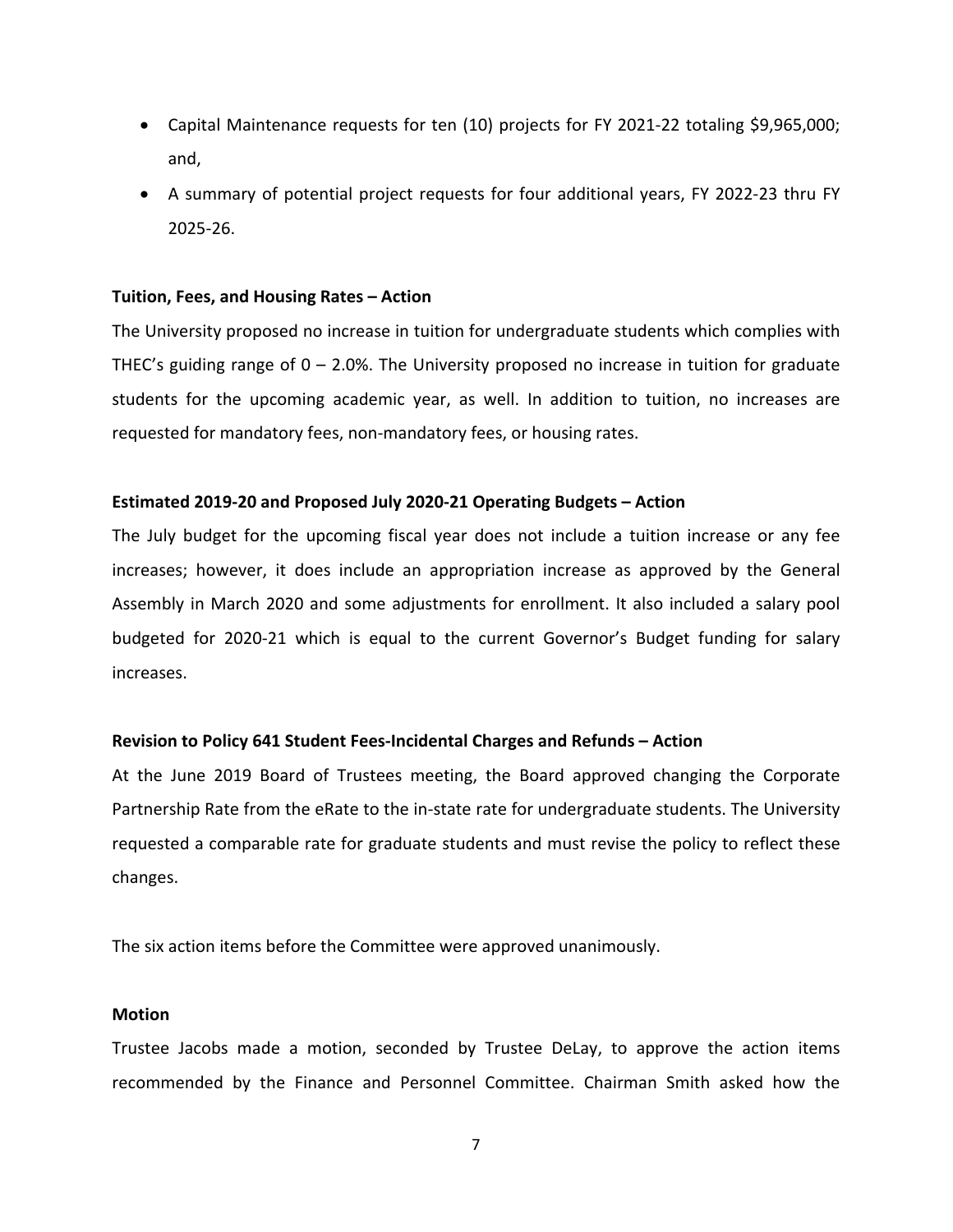- Capital Maintenance requests for ten (10) projects for FY 2021-22 totaling $9,965,000; and,
- A summary of potential project requests for four additional years, FY 2022-23 thru FY 2025-26.

**Tuition, Fees, and Housing Rates – Action**

The University proposed no increase in tuition for undergraduate students which complies with THEC's guiding range of 0 – 2.0%. The University proposed no increase in tuition for graduate students for the upcoming academic year, as well. In addition to tuition, no increases are requested for mandatory fees, non-mandatory fees, or housing rates.

**Estimated 2019-20 and Proposed July 2020-21 Operating Budgets – Action**

The July budget for the upcoming fiscal year does not include a tuition increase or any fee increases; however, it does include an appropriation increase as approved by the General Assembly in March 2020 and some adjustments for enrollment. It also included a salary pool budgeted for 2020-21 which is equal to the current Governor's Budget funding for salary increases.

**Revision to Policy 641 Student Fees-Incidental Charges and Refunds – Action**

At the June 2019 Board of Trustees meeting, the Board approved changing the Corporate Partnership Rate from the eRate to the in-state rate for undergraduate students. The University requested a comparable rate for graduate students and must revise the policy to reflect these changes.

The six action items before the Committee were approved unanimously.

**Motion**

Trustee Jacobs made a motion, seconded by Trustee DeLay, to approve the action items recommended by the Finance and Personnel Committee. Chairman Smith asked how the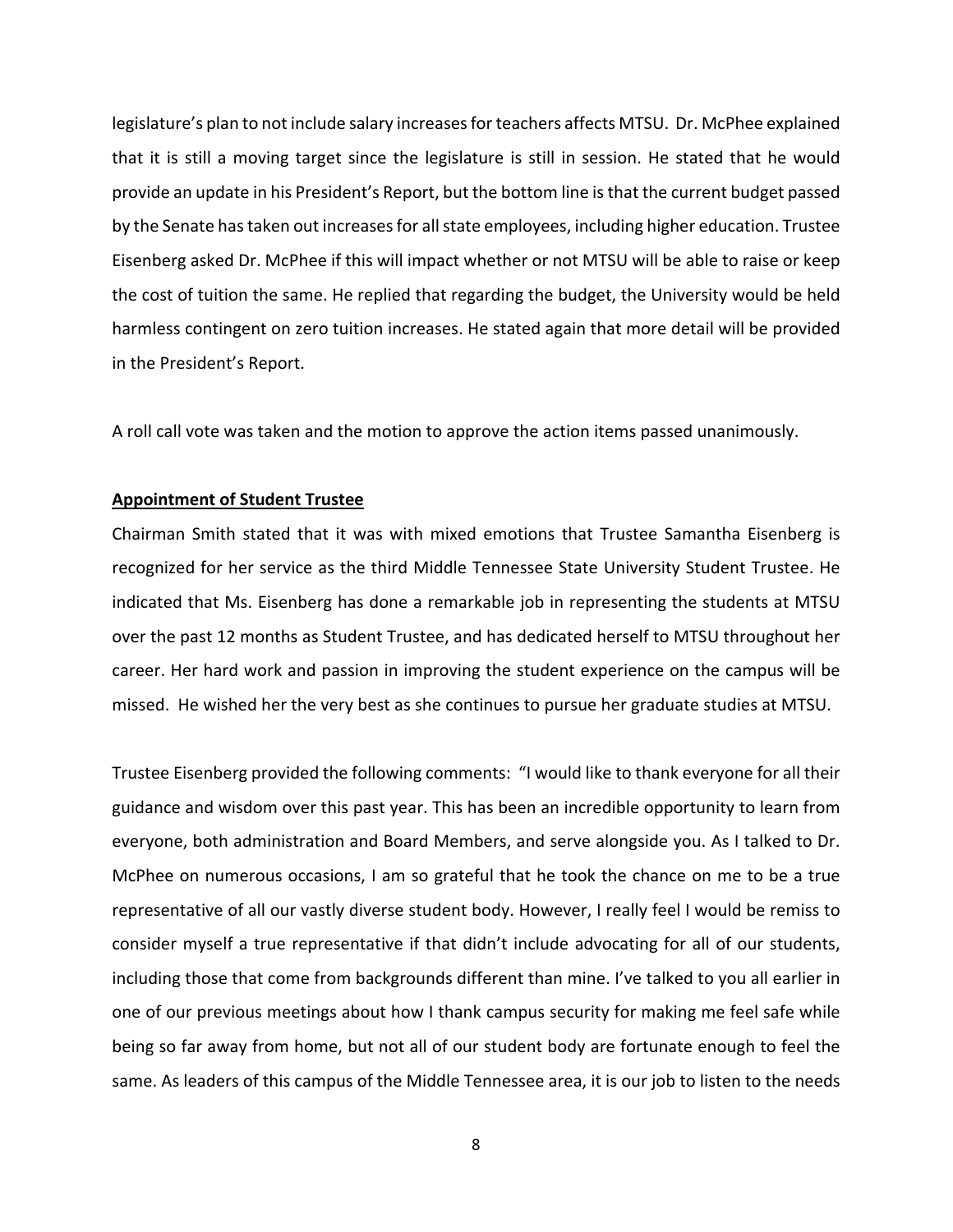legislature's plan to not include salary increases for teachers affects MTSU. Dr. McPhee explained that it is still a moving target since the legislature is still in session. He stated that he would provide an update in his President's Report, but the bottom line is that the current budget passed by the Senate has taken out increases for all state employees, including higher education. Trustee Eisenberg asked Dr. McPhee if this will impact whether or not MTSU will be able to raise or keep the cost of tuition the same. He replied that regarding the budget, the University would be held harmless contingent on zero tuition increases. He stated again that more detail will be provided in the President's Report.

A roll call vote was taken and the motion to approve the action items passed unanimously.

**Appointment of Student Trustee**

Chairman Smith stated that it was with mixed emotions that Trustee Samantha Eisenberg is recognized for her service as the third Middle Tennessee State University Student Trustee. He indicated that Ms. Eisenberg has done a remarkable job in representing the students at MTSU over the past 12 months as Student Trustee, and has dedicated herself to MTSU throughout her career. Her hard work and passion in improving the student experience on the campus will be missed. He wished her the very best as she continues to pursue her graduate studies at MTSU.

Trustee Eisenberg provided the following comments: "I would like to thank everyone for all their guidance and wisdom over this past year. This has been an incredible opportunity to learn from everyone, both administration and Board Members, and serve alongside you. As I talked to Dr. McPhee on numerous occasions, I am so grateful that he took the chance on me to be a true representative of all our vastly diverse student body. However, I really feel I would be remiss to consider myself a true representative if that didn't include advocating for all of our students, including those that come from backgrounds different than mine. I've talked to you all earlier in one of our previous meetings about how I thank campus security for making me feel safe while being so far away from home, but not all of our student body are fortunate enough to feel the same. As leaders of this campus of the Middle Tennessee area, it is our job to listen to the needs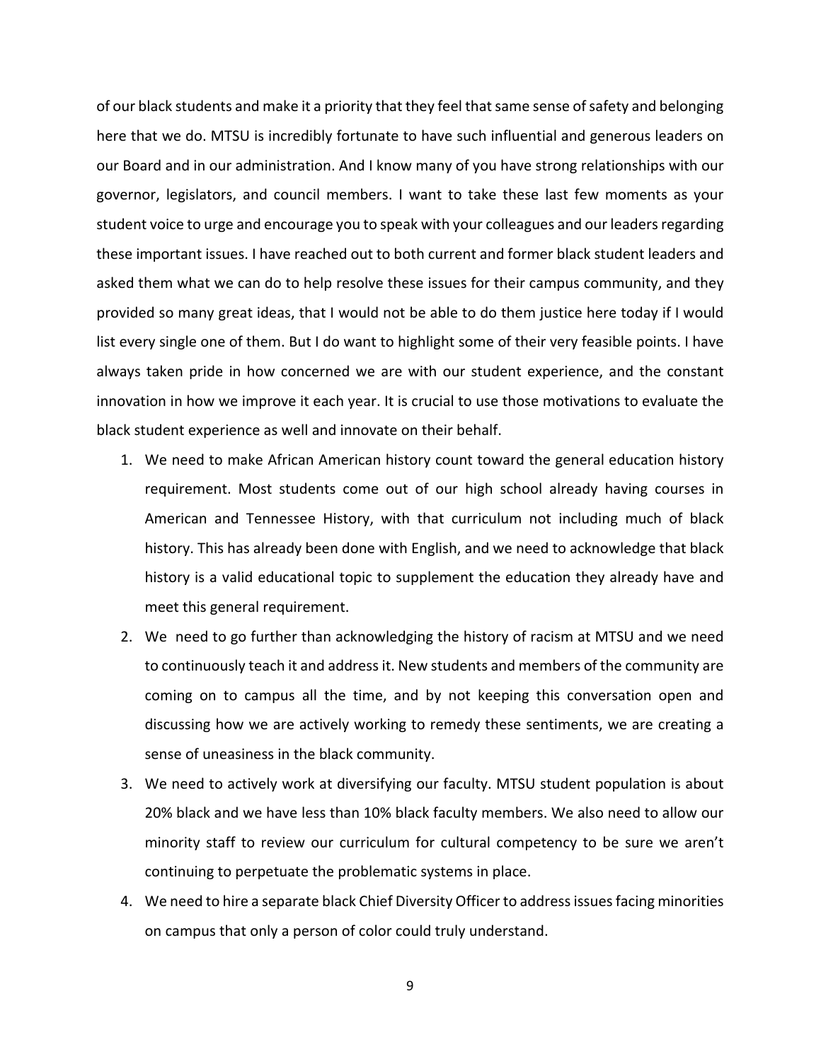of our black students and make it a priority that they feel that same sense of safety and belonging here that we do. MTSU is incredibly fortunate to have such influential and generous leaders on our Board and in our administration. And I know many of you have strong relationships with our governor, legislators, and council members. I want to take these last few moments as your student voice to urge and encourage you to speak with your colleagues and our leaders regarding these important issues. I have reached out to both current and former black student leaders and asked them what we can do to help resolve these issues for their campus community, and they provided so many great ideas, that I would not be able to do them justice here today if I would list every single one of them. But I do want to highlight some of their very feasible points. I have always taken pride in how concerned we are with our student experience, and the constant innovation in how we improve it each year. It is crucial to use those motivations to evaluate the black student experience as well and innovate on their behalf.

1. We need to make African American history count toward the general education history requirement. Most students come out of our high school already having courses in American and Tennessee History, with that curriculum not including much of black history. This has already been done with English, and we need to acknowledge that black history is a valid educational topic to supplement the education they already have and meet this general requirement.
2. We need to go further than acknowledging the history of racism at MTSU and we need to continuously teach it and address it. New students and members of the community are coming on to campus all the time, and by not keeping this conversation open and discussing how we are actively working to remedy these sentiments, we are creating a sense of uneasiness in the black community.
3. We need to actively work at diversifying our faculty. MTSU student population is about 20% black and we have less than 10% black faculty members. We also need to allow our minority staff to review our curriculum for cultural competency to be sure we aren't continuing to perpetuate the problematic systems in place.
4. We need to hire a separate black Chief Diversity Officer to address issues facing minorities on campus that only a person of color could truly understand.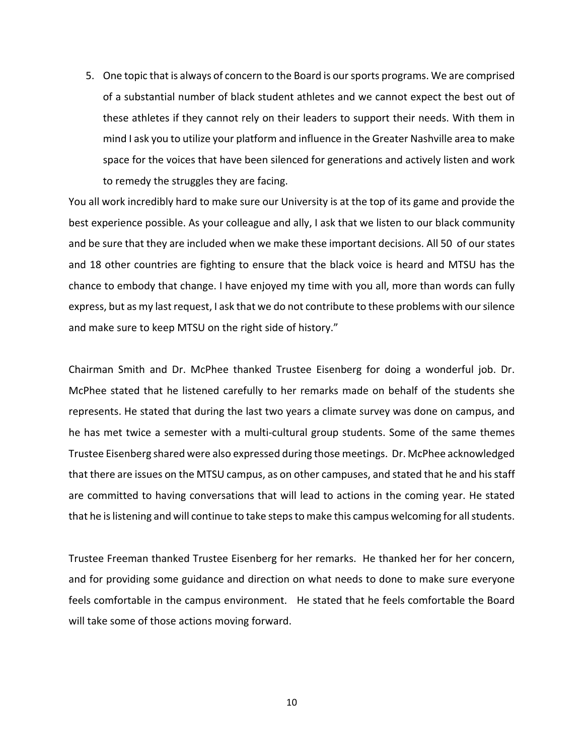5. One topic that is always of concern to the Board is our sports programs. We are comprised of a substantial number of black student athletes and we cannot expect the best out of these athletes if they cannot rely on their leaders to support their needs. With them in mind I ask you to utilize your platform and influence in the Greater Nashville area to make space for the voices that have been silenced for generations and actively listen and work to remedy the struggles they are facing.

You all work incredibly hard to make sure our University is at the top of its game and provide the best experience possible. As your colleague and ally, I ask that we listen to our black community and be sure that they are included when we make these important decisions. All 50 of our states and 18 other countries are fighting to ensure that the black voice is heard and MTSU has the chance to embody that change. I have enjoyed my time with you all, more than words can fully express, but as my last request, I ask that we do not contribute to these problems with our silence and make sure to keep MTSU on the right side of history."

Chairman Smith and Dr. McPhee thanked Trustee Eisenberg for doing a wonderful job. Dr. McPhee stated that he listened carefully to her remarks made on behalf of the students she represents. He stated that during the last two years a climate survey was done on campus, and he has met twice a semester with a multi-cultural group students. Some of the same themes Trustee Eisenberg shared were also expressed during those meetings. Dr. McPhee acknowledged that there are issues on the MTSU campus, as on other campuses, and stated that he and his staff are committed to having conversations that will lead to actions in the coming year. He stated that he is listening and will continue to take steps to make this campus welcoming for all students.

Trustee Freeman thanked Trustee Eisenberg for her remarks. He thanked her for her concern, and for providing some guidance and direction on what needs to done to make sure everyone feels comfortable in the campus environment. He stated that he feels comfortable the Board will take some of those actions moving forward.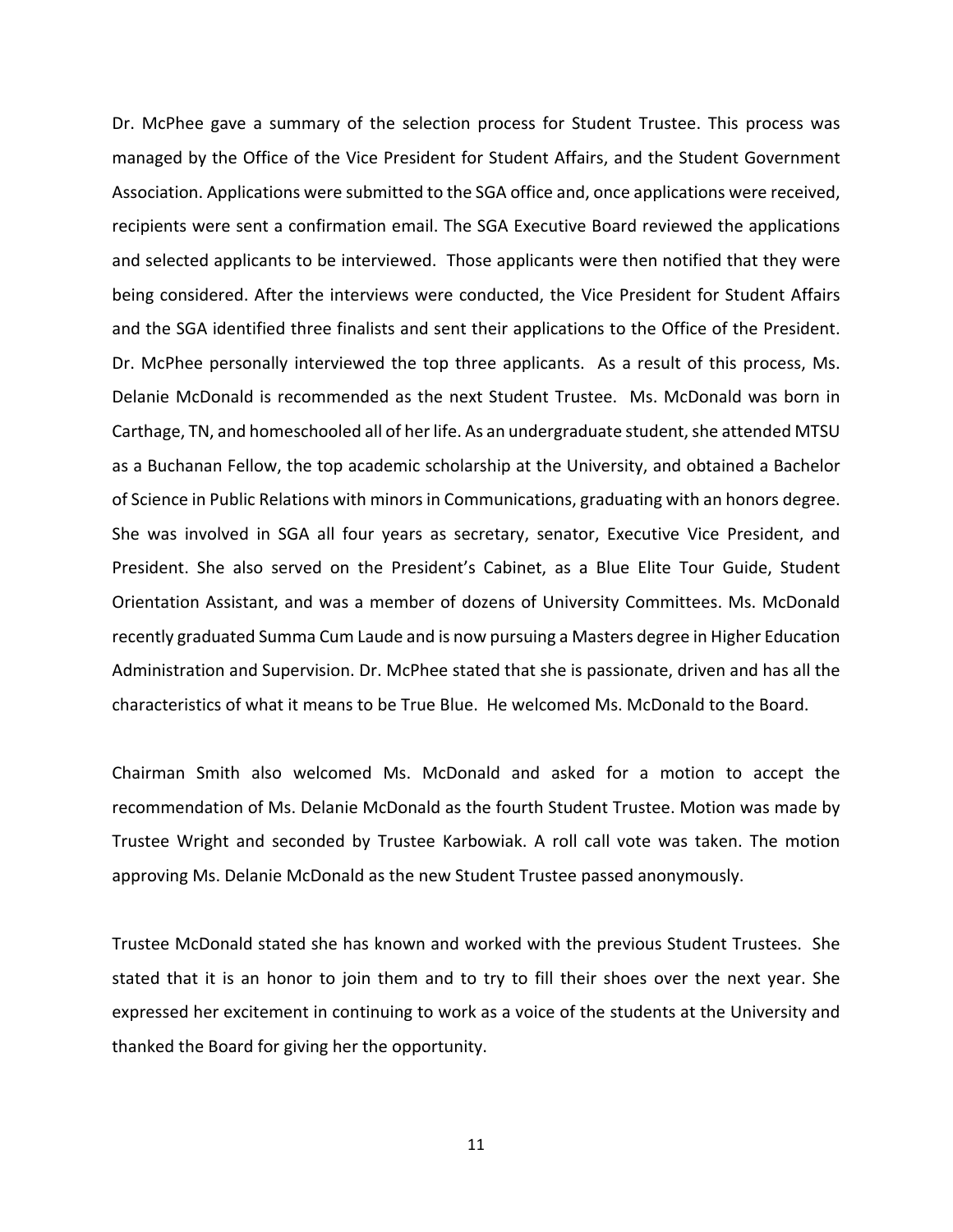Dr. McPhee gave a summary of the selection process for Student Trustee. This process was managed by the Office of the Vice President for Student Affairs, and the Student Government Association. Applications were submitted to the SGA office and, once applications were received, recipients were sent a confirmation email. The SGA Executive Board reviewed the applications and selected applicants to be interviewed. Those applicants were then notified that they were being considered. After the interviews were conducted, the Vice President for Student Affairs and the SGA identified three finalists and sent their applications to the Office of the President. Dr. McPhee personally interviewed the top three applicants. As a result of this process, Ms. Delanie McDonald is recommended as the next Student Trustee. Ms. McDonald was born in Carthage, TN, and homeschooled all of her life. As an undergraduate student, she attended MTSU as a Buchanan Fellow, the top academic scholarship at the University, and obtained a Bachelor of Science in Public Relations with minors in Communications, graduating with an honors degree. She was involved in SGA all four years as secretary, senator, Executive Vice President, and President. She also served on the President's Cabinet, as a Blue Elite Tour Guide, Student Orientation Assistant, and was a member of dozens of University Committees. Ms. McDonald recently graduated Summa Cum Laude and is now pursuing a Masters degree in Higher Education Administration and Supervision. Dr. McPhee stated that she is passionate, driven and has all the characteristics of what it means to be True Blue. He welcomed Ms. McDonald to the Board.

Chairman Smith also welcomed Ms. McDonald and asked for a motion to accept the recommendation of Ms. Delanie McDonald as the fourth Student Trustee. Motion was made by Trustee Wright and seconded by Trustee Karbowiak. A roll call vote was taken. The motion approving Ms. Delanie McDonald as the new Student Trustee passed anonymously.

Trustee McDonald stated she has known and worked with the previous Student Trustees. She stated that it is an honor to join them and to try to fill their shoes over the next year. She expressed her excitement in continuing to work as a voice of the students at the University and thanked the Board for giving her the opportunity.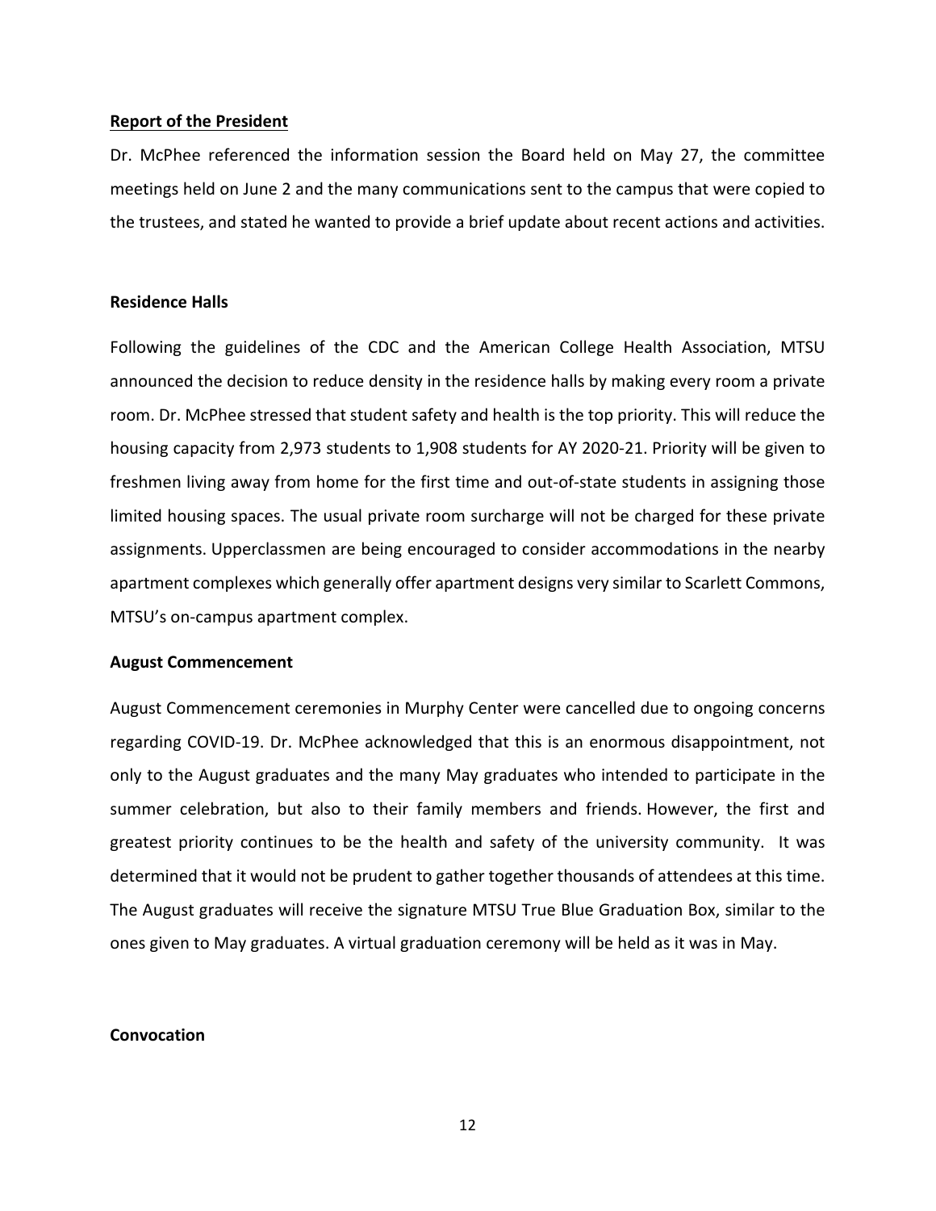**<u>Report of the President</u>**

Dr. McPhee referenced the information session the Board held on May 27, the committee meetings held on June 2 and the many communications sent to the campus that were copied to the trustees, and stated he wanted to provide a brief update about recent actions and activities.

**Residence Halls**

Following the guidelines of the CDC and the American College Health Association, MTSU announced the decision to reduce density in the residence halls by making every room a private room. Dr. McPhee stressed that student safety and health is the top priority. This will reduce the housing capacity from 2,973 students to 1,908 students for AY 2020-21. Priority will be given to freshmen living away from home for the first time and out-of-state students in assigning those limited housing spaces. The usual private room surcharge will not be charged for these private assignments. Upperclassmen are being encouraged to consider accommodations in the nearby apartment complexes which generally offer apartment designs very similar to Scarlett Commons, MTSU's on-campus apartment complex.

**August Commencement**

August Commencement ceremonies in Murphy Center were cancelled due to ongoing concerns regarding COVID-19. Dr. McPhee acknowledged that this is an enormous disappointment, not only to the August graduates and the many May graduates who intended to participate in the summer celebration, but also to their family members and friends. However, the first and greatest priority continues to be the health and safety of the university community. It was determined that it would not be prudent to gather together thousands of attendees at this time. The August graduates will receive the signature MTSU True Blue Graduation Box, similar to the ones given to May graduates. A virtual graduation ceremony will be held as it was in May.

**Convocation**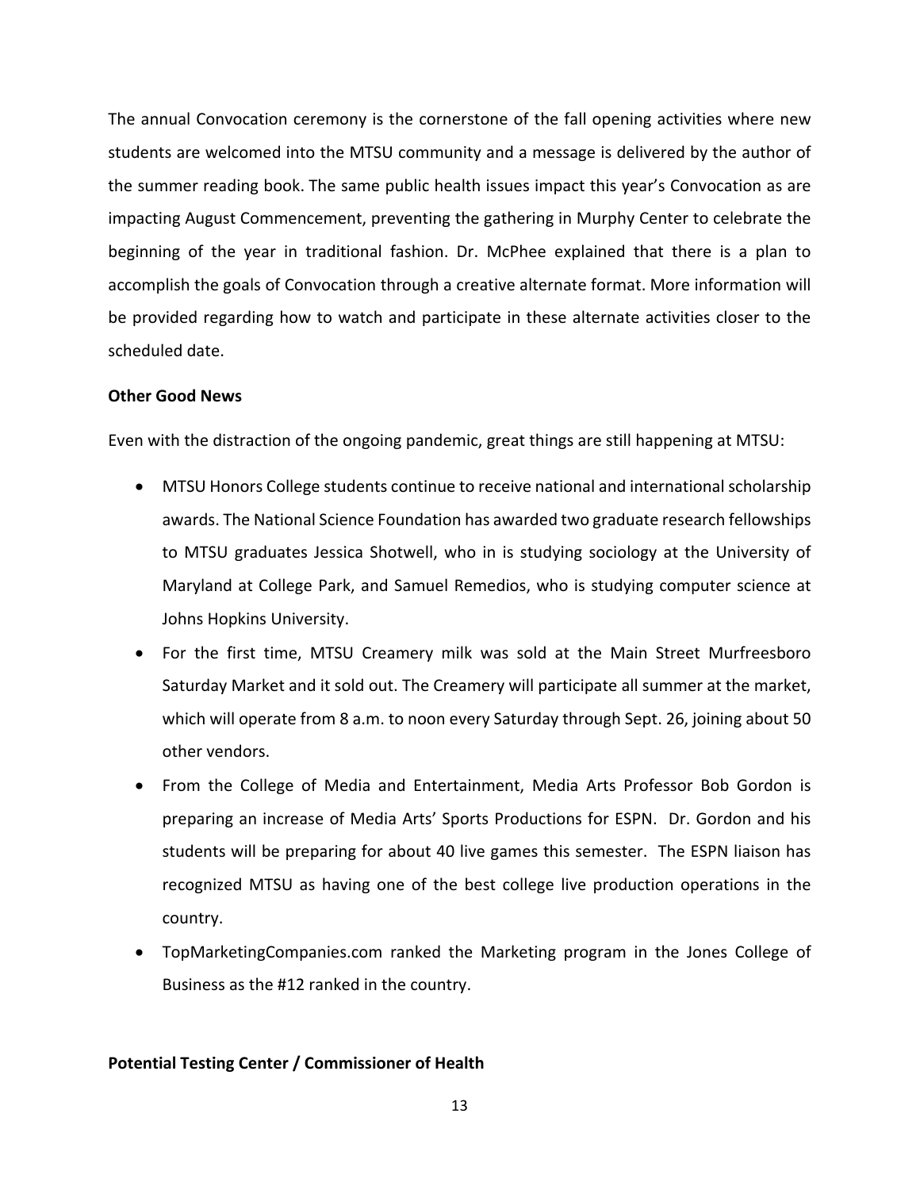The annual Convocation ceremony is the cornerstone of the fall opening activities where new students are welcomed into the MTSU community and a message is delivered by the author of the summer reading book. The same public health issues impact this year's Convocation as are impacting August Commencement, preventing the gathering in Murphy Center to celebrate the beginning of the year in traditional fashion. Dr. McPhee explained that there is a plan to accomplish the goals of Convocation through a creative alternate format. More information will be provided regarding how to watch and participate in these alternate activities closer to the scheduled date.

**Other Good News**

Even with the distraction of the ongoing pandemic, great things are still happening at MTSU:

- MTSU Honors College students continue to receive national and international scholarship awards. The National Science Foundation has awarded two graduate research fellowships to MTSU graduates Jessica Shotwell, who in is studying sociology at the University of Maryland at College Park, and Samuel Remedios, who is studying computer science at Johns Hopkins University.
- For the first time, MTSU Creamery milk was sold at the Main Street Murfreesboro Saturday Market and it sold out. The Creamery will participate all summer at the market, which will operate from 8 a.m. to noon every Saturday through Sept. 26, joining about 50 other vendors.
- From the College of Media and Entertainment, Media Arts Professor Bob Gordon is preparing an increase of Media Arts' Sports Productions for ESPN. Dr. Gordon and his students will be preparing for about 40 live games this semester. The ESPN liaison has recognized MTSU as having one of the best college live production operations in the country.
- TopMarketingCompanies.com ranked the Marketing program in the Jones College of Business as the #12 ranked in the country.

**Potential Testing Center / Commissioner of Health**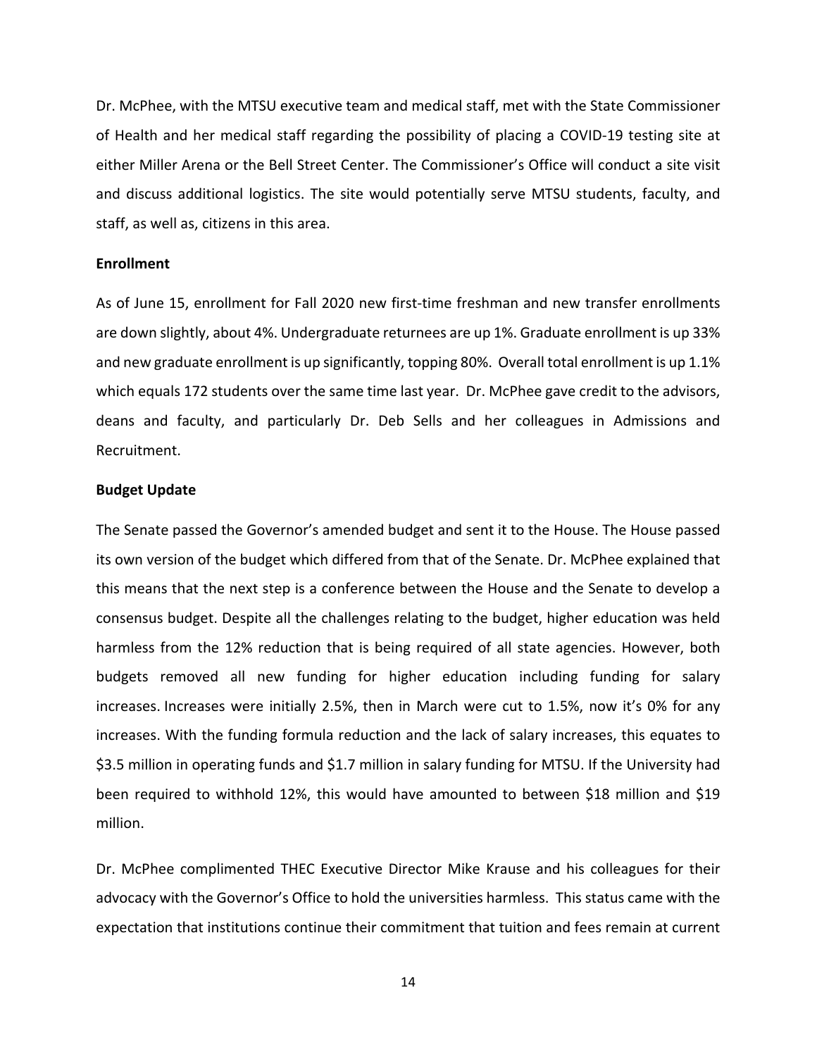Dr. McPhee, with the MTSU executive team and medical staff, met with the State Commissioner of Health and her medical staff regarding the possibility of placing a COVID-19 testing site at either Miller Arena or the Bell Street Center. The Commissioner's Office will conduct a site visit and discuss additional logistics. The site would potentially serve MTSU students, faculty, and staff, as well as, citizens in this area.

**Enrollment**

As of June 15, enrollment for Fall 2020 new first-time freshman and new transfer enrollments are down slightly, about 4%. Undergraduate returnees are up 1%. Graduate enrollment is up 33% and new graduate enrollment is up significantly, topping 80%. Overall total enrollment is up 1.1% which equals 172 students over the same time last year. Dr. McPhee gave credit to the advisors, deans and faculty, and particularly Dr. Deb Sells and her colleagues in Admissions and Recruitment.

**Budget Update**

The Senate passed the Governor's amended budget and sent it to the House. The House passed its own version of the budget which differed from that of the Senate. Dr. McPhee explained that this means that the next step is a conference between the House and the Senate to develop a consensus budget. Despite all the challenges relating to the budget, higher education was held harmless from the 12% reduction that is being required of all state agencies. However, both budgets removed all new funding for higher education including funding for salary increases. Increases were initially 2.5%, then in March were cut to 1.5%, now it's 0% for any increases. With the funding formula reduction and the lack of salary increases, this equates to \$3.5 million in operating funds and \$1.7 million in salary funding for MTSU. If the University had been required to withhold 12%, this would have amounted to between \$18 million and \$19 million.

Dr. McPhee complimented THEC Executive Director Mike Krause and his colleagues for their advocacy with the Governor's Office to hold the universities harmless. This status came with the expectation that institutions continue their commitment that tuition and fees remain at current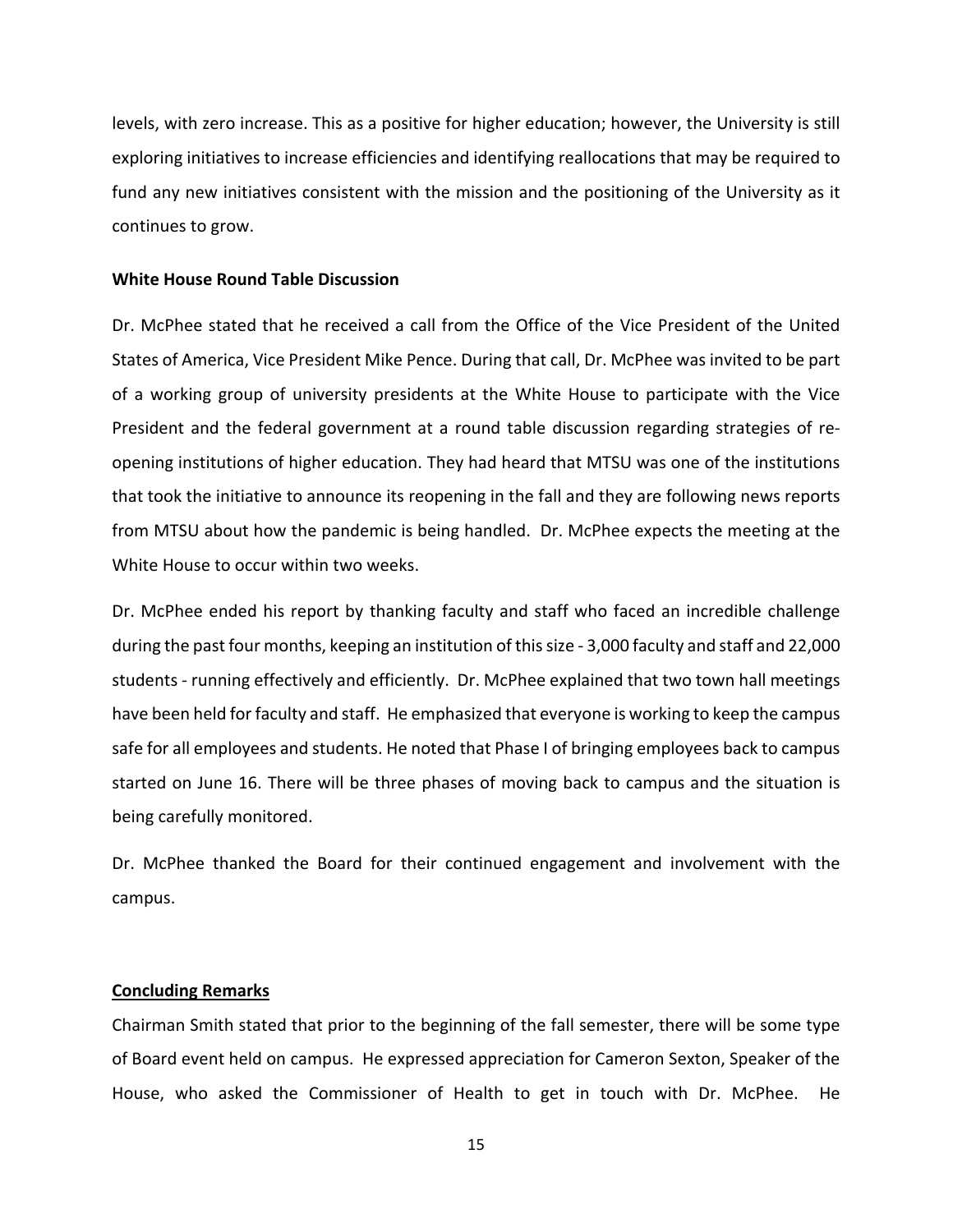levels, with zero increase. This as a positive for higher education; however, the University is still exploring initiatives to increase efficiencies and identifying reallocations that may be required to fund any new initiatives consistent with the mission and the positioning of the University as it continues to grow.

**White House Round Table Discussion**

Dr. McPhee stated that he received a call from the Office of the Vice President of the United States of America, Vice President Mike Pence. During that call, Dr. McPhee was invited to be part of a working group of university presidents at the White House to participate with the Vice President and the federal government at a round table discussion regarding strategies of re-opening institutions of higher education. They had heard that MTSU was one of the institutions that took the initiative to announce its reopening in the fall and they are following news reports from MTSU about how the pandemic is being handled. Dr. McPhee expects the meeting at the White House to occur within two weeks.

Dr. McPhee ended his report by thanking faculty and staff who faced an incredible challenge during the past four months, keeping an institution of this size - 3,000 faculty and staff and 22,000 students - running effectively and efficiently. Dr. McPhee explained that two town hall meetings have been held for faculty and staff. He emphasized that everyone is working to keep the campus safe for all employees and students. He noted that Phase I of bringing employees back to campus started on June 16. There will be three phases of moving back to campus and the situation is being carefully monitored.

Dr. McPhee thanked the Board for their continued engagement and involvement with the campus.

## Concluding Remarks

Chairman Smith stated that prior to the beginning of the fall semester, there will be some type of Board event held on campus. He expressed appreciation for Cameron Sexton, Speaker of the House, who asked the Commissioner of Health to get in touch with Dr. McPhee. He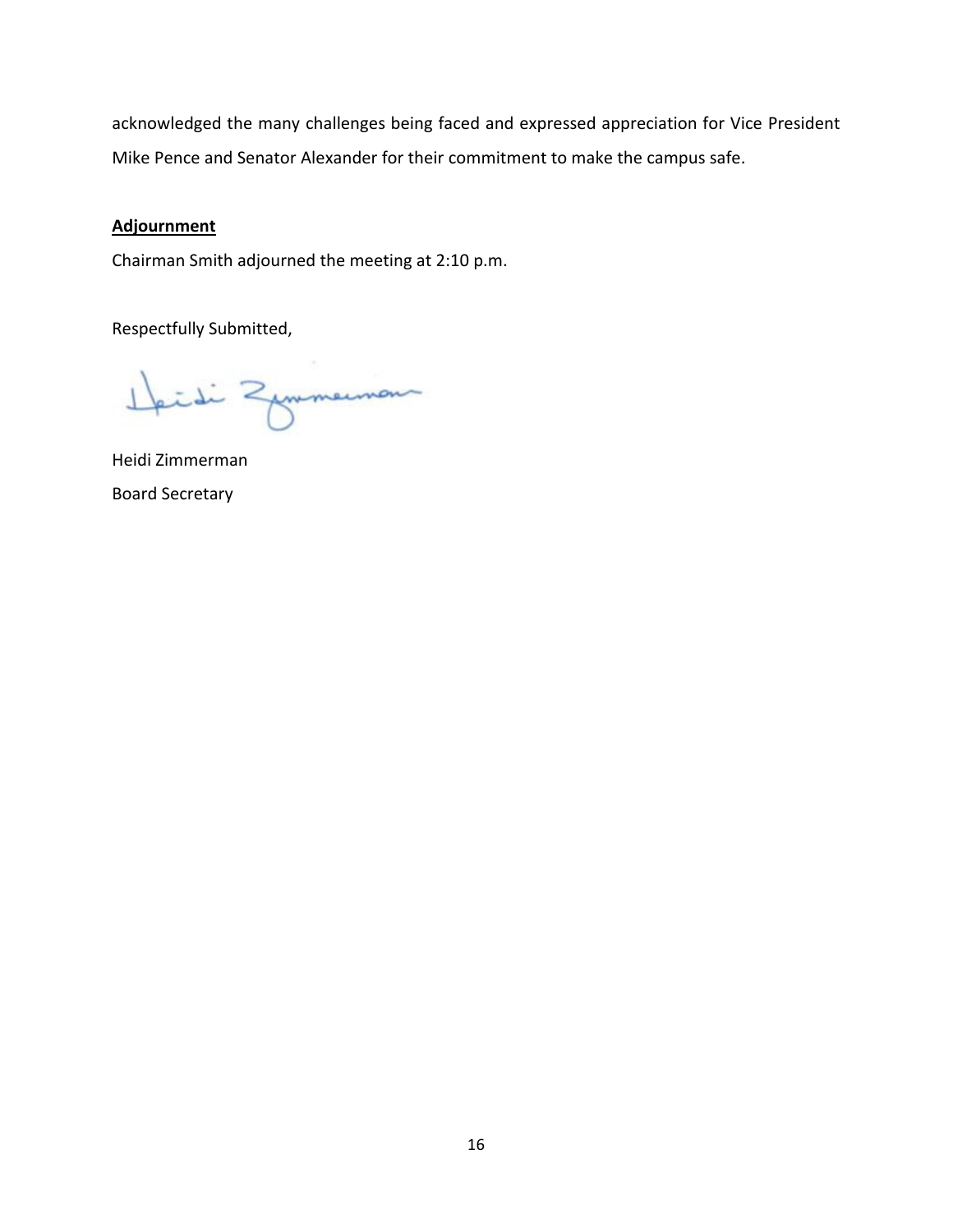acknowledged the many challenges being faced and expressed appreciation for Vice President Mike Pence and Senator Alexander for their commitment to make the campus safe.

**Adjournment**

Chairman Smith adjourned the meeting at 2:10 p.m.

Respectfully Submitted,

Heidi Zimmerman

Board Secretary